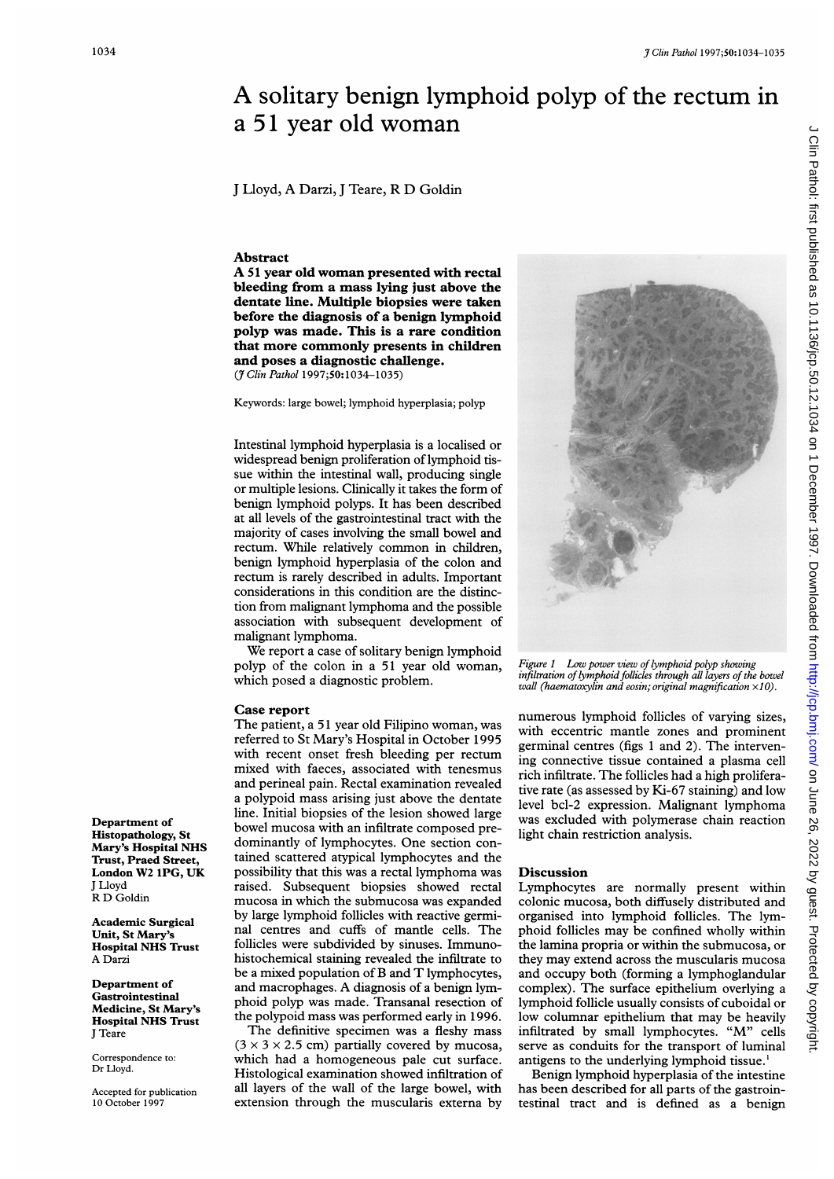# A solitary benign lymphoid polyp of the rectum in a 51 year old woman

J Lloyd, A Darzi, J Teare, R D Goldin

## Abstract

**A 51 year old woman presented with rectal bleeding from a mass lying just above the dentate line. Multiple biopsies were taken before the diagnosis of a benign lymphoid polyp was made. This is a rare condition that more commonly presents in children and poses a diagnostic challenge.**
(*J Clin Pathol* 1997;**50**:1034–1035)

Keywords: large bowel; lymphoid hyperplasia; polyp

Intestinal lymphoid hyperplasia is a localised or widespread benign proliferation of lymphoid tissue within the intestinal wall, producing single or multiple lesions. Clinically it takes the form of benign lymphoid polyps. It has been described at all levels of the gastrointestinal tract with the majority of cases involving the small bowel and rectum. While relatively common in children, benign lymphoid hyperplasia of the colon and rectum is rarely described in adults. Important considerations in this condition are the distinction from malignant lymphoma and the possible association with subsequent development of malignant lymphoma.

We report a case of solitary benign lymphoid polyp of the colon in a 51 year old woman, which posed a diagnostic problem.

## Case report

The patient, a 51 year old Filipino woman, was referred to St Mary's Hospital in October 1995 with recent onset fresh bleeding per rectum mixed with faeces, associated with tenesmus and perineal pain. Rectal examination revealed a polypoid mass arising just above the dentate line. Initial biopsies of the lesion showed large bowel mucosa with an infiltrate composed predominantly of lymphocytes. One section contained scattered atypical lymphocytes and the possibility that this was a rectal lymphoma was raised. Subsequent biopsies showed rectal mucosa in which the submucosa was expanded by large lymphoid follicles with reactive germinal centres and cuffs of mantle cells. The follicles were subdivided by sinuses. Immunohistochemical staining revealed the infiltrate to be a mixed population of B and T lymphocytes, and macrophages. A diagnosis of a benign lymphoid polyp was made. Transanal resection of the polypoid mass was performed early in 1996.

The definitive specimen was a fleshy mass ($3 \times 3 \times 2.5$ cm) partially covered by mucosa, which had a homogeneous pale cut surface. Histological examination showed infiltration of all layers of the wall of the large bowel, with extension through the muscularis externa by numerous lymphoid follicles of varying sizes, with eccentric mantle zones and prominent germinal centres (figs 1 and 2). The intervening connective tissue contained a plasma cell rich infiltrate. The follicles had a high proliferative rate (as assessed by Ki-67 staining) and low level bcl-2 expression. Malignant lymphoma was excluded with polymerase chain reaction light chain restriction analysis.

*Figure 1 Low power view of lymphoid polyp showing infiltration of lymphoid follicles through all layers of the bowel wall (haematoxylin and eosin; original magnification ×10).*

## Discussion

Lymphocytes are normally present within colonic mucosa, both diffusely distributed and organised into lymphoid follicles. The lymphoid follicles may be confined wholly within the lamina propria or within the submucosa, or they may extend across the muscularis mucosa and occupy both (forming a lymphoglandular complex). The surface epithelium overlying a lymphoid follicle usually consists of cuboidal or low columnar epithelium that may be heavily infiltrated by small lymphocytes. "M" cells serve as conduits for the transport of luminal antigens to the underlying lymphoid tissue.[1]

Benign lymphoid hyperplasia of the intestine has been described for all parts of the gastrointestinal tract and is defined as a benign

Department of Histopathology, St Mary's Hospital NHS Trust, Praed Street, London W2 1PG, UK
J Lloyd
R D Goldin

Academic Surgical Unit, St Mary's Hospital NHS Trust
A Darzi

Department of Gastrointestinal Medicine, St Mary's Hospital NHS Trust
J Teare

Correspondence to: Dr Lloyd.

Accepted for publication 10 October 1997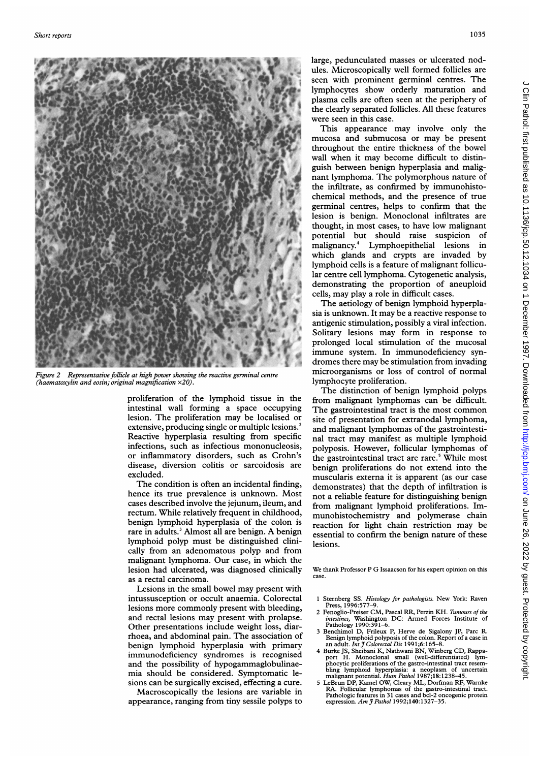Figure 2 Representative follicle at high power showing the reactive germinal centre (haematoxylin and eosin; original magnification ×20).

proliferation of the lymphoid tissue in the intestinal wall forming a space occupying lesion. The proliferation may be localised or extensive, producing single or multiple lesions.[2] Reactive hyperplasia resulting from specific infections, such as infectious mononucleosis, or inflammatory disorders, such as Crohn's disease, diversion colitis or sarcoidosis are excluded.

The condition is often an incidental finding, hence its true prevalence is unknown. Most cases described involve the jejunum, ileum, and rectum. While relatively frequent in childhood, benign lymphoid hyperplasia of the colon is rare in adults.[3] Almost all are benign. A benign lymphoid polyp must be distinguished clinically from an adenomatous polyp and from malignant lymphoma. Our case, in which the lesion had ulcerated, was diagnosed clinically as a rectal carcinoma.

Lesions in the small bowel may present with intussusception or occult anaemia. Colorectal lesions more commonly present with bleeding, and rectal lesions may present with prolapse. Other presentations include weight loss, diarrhoea, and abdominal pain. The association of benign lymphoid hyperplasia with primary immunodeficiency syndromes is recognised and the possibility of hypogammaglobulinaemia should be considered. Symptomatic lesions can be surgically excised, effecting a cure.

Macroscopically the lesions are variable in appearance, ranging from tiny sessile polyps to large, pedunculated masses or ulcerated nodules. Microscopically well formed follicles are seen with prominent germinal centres. The lymphocytes show orderly maturation and plasma cells are often seen at the periphery of the clearly separated follicles. All these features were seen in this case.

This appearance may involve only the mucosa and submucosa or may be present throughout the entire thickness of the bowel wall when it may become difficult to distinguish between benign hyperplasia and malignant lymphoma. The polymorphous nature of the infiltrate, as confirmed by immunohistochemical methods, and the presence of true germinal centres, helps to confirm that the lesion is benign. Monoclonal infiltrates are thought, in most cases, to have low malignant potential but should raise suspicion of malignancy.[4] Lymphoepithelial lesions in which glands and crypts are invaded by lymphoid cells is a feature of malignant follicular centre cell lymphoma. Cytogenetic analysis, demonstrating the proportion of aneuploid cells, may play a role in difficult cases.

The aetiology of benign lymphoid hyperplasia is unknown. It may be a reactive response to antigenic stimulation, possibly a viral infection. Solitary lesions may form in response to prolonged local stimulation of the mucosal immune system. In immunodeficiency syndromes there may be stimulation from invading microorganisms or loss of control of normal lymphocyte proliferation.

The distinction of benign lymphoid polyps from malignant lymphomas can be difficult. The gastrointestinal tract is the most common site of presentation for extranodal lymphoma, and malignant lymphomas of the gastrointestinal tract may manifest as multiple lymphoid polyposis. However, follicular lymphomas of the gastrointestinal tract are rare.[5] While most benign proliferations do not extend into the muscularis externa it is apparent (as our case demonstrates) that the depth of infiltration is not a reliable feature for distinguishing benign from malignant lymphoid proliferations. Immunohistochemistry and polymerase chain reaction for light chain restriction may be essential to confirm the benign nature of these lesions.

We thank Professor P G Issaacson for his expert opinion on this case.

1 Sternberg SS. *Histology for pathologists*. New York: Raven Press, 1996:577–9.
2 Fenoglio-Preiser CM, Pascal RR, Perzin KH. *Tumours of the intestines*, Washington DC: Armed Forces Institute of Pathology 1990:391–6.
3 Benchimol D, Frileux P, Herve de Sigalony JP, Parc R. Benign lymphoid polyposis of the colon. Report of a case in an adult. *Int J Colorectal Dis* 1991;**6**:165–8.
4 Burke JS, Sheibani K, Nathwani BN, Winberg CD, Rappaport H. Monoclonal small (well-differentiated) lymphocytic proliferations of the gastro-intestinal tract resembling lymphoid hyperplasia: a neoplasm of uncertain malignant potential. *Hum Pathol* 1987;**18**:1238–45.
5 LeBrun DP, Kamel OW, Cleary ML, Dorfman RF, Warnke RA. Follicular lymphomas of the gastro-intestinal tract. Pathologic features in 31 cases and bcl-2 oncogenic protein expression. *Am J Pathol* 1992;**140**:1327–35.